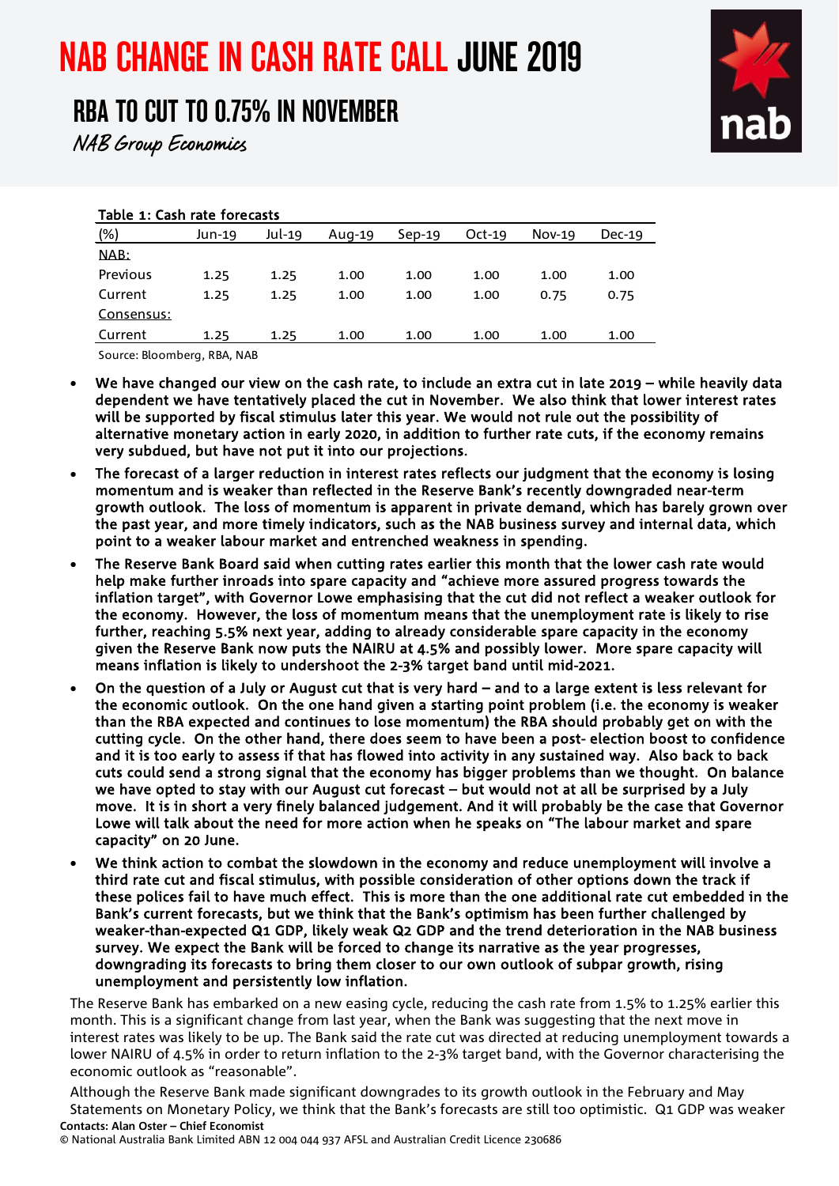# NAB CHANGE IN CASH RATE CALL JUNE 2019

## RBA TO CUT TO 0.75% IN NOVEMBER

*NAB Group Economics*

**Table 1: Cash rate forecasts**

| (%) | Jun-19 | Jul-19 | Aug-19 | Sep-19 | Oct-19 | Nov-19 | Dec-19 |
|---|---|---|---|---|---|---|---|
| NAB: | | | | | | | |
| Previous | 1.25 | 1.25 | 1.00 | 1.00 | 1.00 | 1.00 | 1.00 |
| Current | 1.25 | 1.25 | 1.00 | 1.00 | 1.00 | 0.75 | 0.75 |
| Consensus: | | | | | | | |
| Current | 1.25 | 1.25 | 1.00 | 1.00 | 1.00 | 1.00 | 1.00 |

Source: Bloomberg, RBA, NAB

- **We have changed our view on the cash rate, to include an extra cut in late 2019 – while heavily data dependent we have tentatively placed the cut in November. We also think that lower interest rates will be supported by fiscal stimulus later this year. We would not rule out the possibility of alternative monetary action in early 2020, in addition to further rate cuts, if the economy remains very subdued, but have not put it into our projections.**
- **The forecast of a larger reduction in interest rates reflects our judgment that the economy is losing momentum and is weaker than reflected in the Reserve Bank's recently downgraded near-term growth outlook. The loss of momentum is apparent in private demand, which has barely grown over the past year, and more timely indicators, such as the NAB business survey and internal data, which point to a weaker labour market and entrenched weakness in spending.**
- **The Reserve Bank Board said when cutting rates earlier this month that the lower cash rate would help make further inroads into spare capacity and "achieve more assured progress towards the inflation target", with Governor Lowe emphasising that the cut did not reflect a weaker outlook for the economy. However, the loss of momentum means that the unemployment rate is likely to rise further, reaching 5.5% next year, adding to already considerable spare capacity in the economy given the Reserve Bank now puts the NAIRU at 4.5% and possibly lower. More spare capacity will means inflation is likely to undershoot the 2-3% target band until mid-2021.**
- **On the question of a July or August cut that is very hard – and to a large extent is less relevant for the economic outlook. On the one hand given a starting point problem (i.e. the economy is weaker than the RBA expected and continues to lose momentum) the RBA should probably get on with the cutting cycle. On the other hand, there does seem to have been a post- election boost to confidence and it is too early to assess if that has flowed into activity in any sustained way. Also back to back cuts could send a strong signal that the economy has bigger problems than we thought. On balance we have opted to stay with our August cut forecast – but would not at all be surprised by a July move. It is in short a very finely balanced judgement. And it will probably be the case that Governor Lowe will talk about the need for more action when he speaks on "The labour market and spare capacity" on 20 June.**
- **We think action to combat the slowdown in the economy and reduce unemployment will involve a third rate cut and fiscal stimulus, with possible consideration of other options down the track if these polices fail to have much effect. This is more than the one additional rate cut embedded in the Bank's current forecasts, but we think that the Bank's optimism has been further challenged by weaker-than-expected Q1 GDP, likely weak Q2 GDP and the trend deterioration in the NAB business survey. We expect the Bank will be forced to change its narrative as the year progresses, downgrading its forecasts to bring them closer to our own outlook of subpar growth, rising unemployment and persistently low inflation.**

The Reserve Bank has embarked on a new easing cycle, reducing the cash rate from 1.5% to 1.25% earlier this month. This is a significant change from last year, when the Bank was suggesting that the next move in interest rates was likely to be up. The Bank said the rate cut was directed at reducing unemployment towards a lower NAIRU of 4.5% in order to return inflation to the 2-3% target band, with the Governor characterising the economic outlook as "reasonable".

Although the Reserve Bank made significant downgrades to its growth outlook in the February and May Statements on Monetary Policy, we think that the Bank's forecasts are still too optimistic. Q1 GDP was weaker

**Contacts: Alan Oster – Chief Economist**

© National Australia Bank Limited ABN 12 004 044 937 AFSL and Australian Credit Licence 230686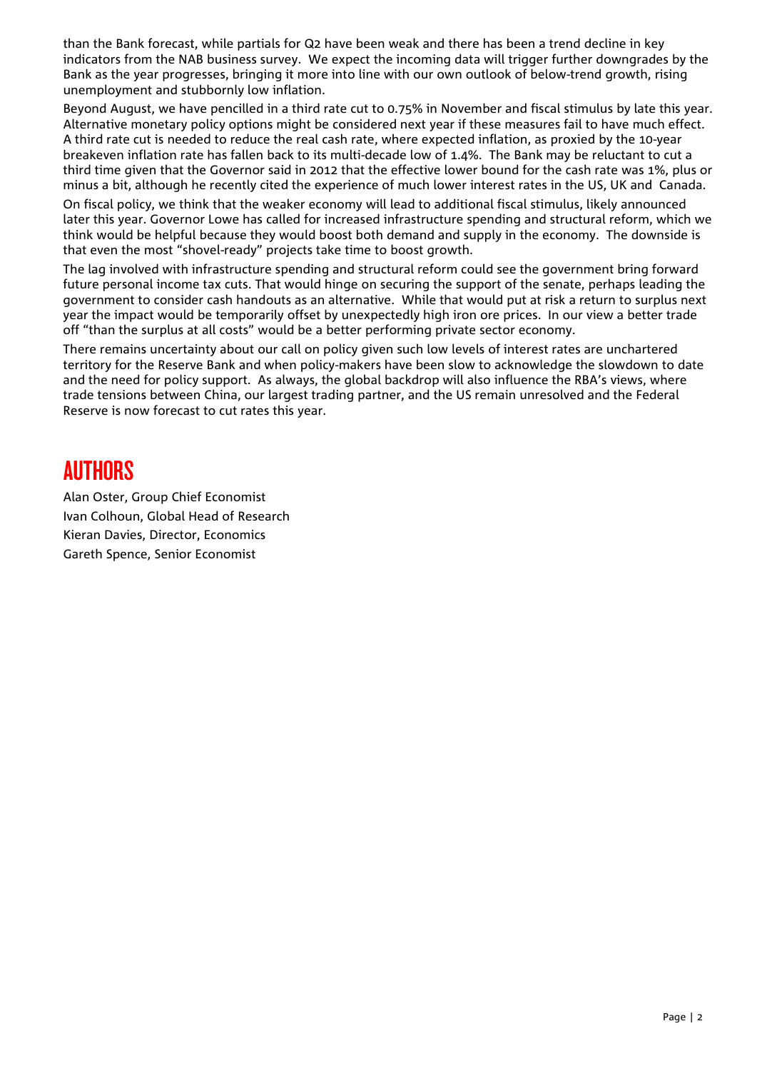than the Bank forecast, while partials for Q2 have been weak and there has been a trend decline in key indicators from the NAB business survey. We expect the incoming data will trigger further downgrades by the Bank as the year progresses, bringing it more into line with our own outlook of below-trend growth, rising unemployment and stubbornly low inflation.

Beyond August, we have pencilled in a third rate cut to 0.75% in November and fiscal stimulus by late this year. Alternative monetary policy options might be considered next year if these measures fail to have much effect. A third rate cut is needed to reduce the real cash rate, where expected inflation, as proxied by the 10-year breakeven inflation rate has fallen back to its multi-decade low of 1.4%. The Bank may be reluctant to cut a third time given that the Governor said in 2012 that the effective lower bound for the cash rate was 1%, plus or minus a bit, although he recently cited the experience of much lower interest rates in the US, UK and Canada.

On fiscal policy, we think that the weaker economy will lead to additional fiscal stimulus, likely announced later this year. Governor Lowe has called for increased infrastructure spending and structural reform, which we think would be helpful because they would boost both demand and supply in the economy. The downside is that even the most "shovel-ready" projects take time to boost growth.

The lag involved with infrastructure spending and structural reform could see the government bring forward future personal income tax cuts. That would hinge on securing the support of the senate, perhaps leading the government to consider cash handouts as an alternative. While that would put at risk a return to surplus next year the impact would be temporarily offset by unexpectedly high iron ore prices. In our view a better trade off "than the surplus at all costs" would be a better performing private sector economy.

There remains uncertainty about our call on policy given such low levels of interest rates are unchartered territory for the Reserve Bank and when policy-makers have been slow to acknowledge the slowdown to date and the need for policy support. As always, the global backdrop will also influence the RBA's views, where trade tensions between China, our largest trading partner, and the US remain unresolved and the Federal Reserve is now forecast to cut rates this year.

# AUTHORS

Alan Oster, Group Chief Economist
Ivan Colhoun, Global Head of Research
Kieran Davies, Director, Economics
Gareth Spence, Senior Economist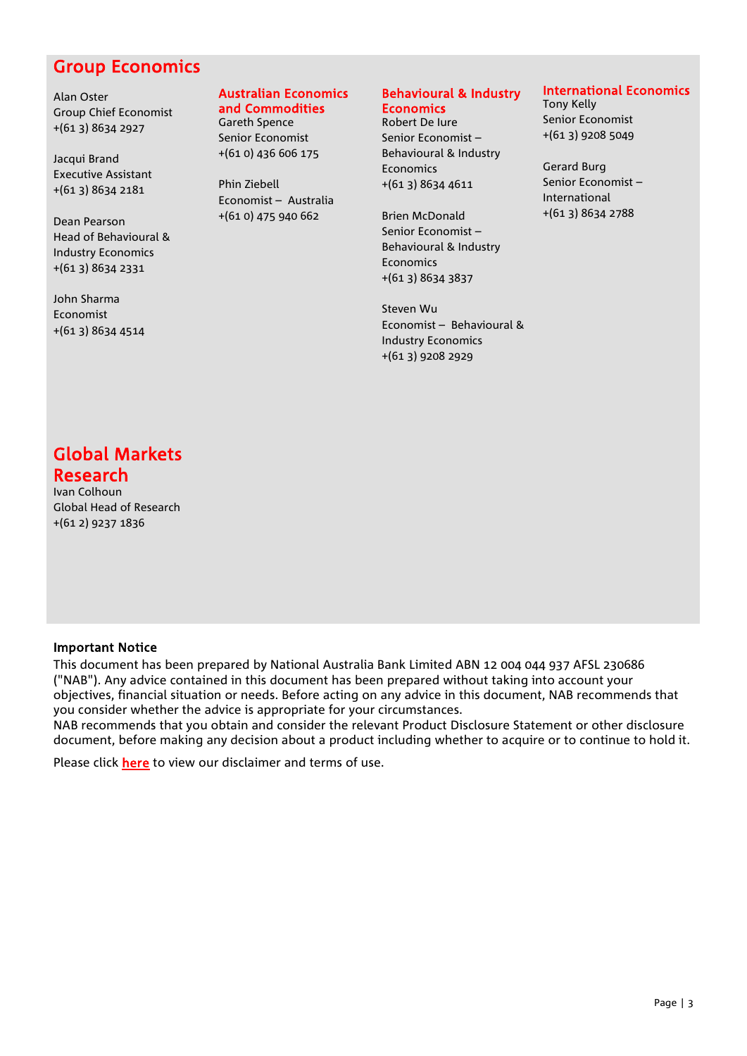## Group Economics

Alan Oster
Group Chief Economist
+(61 3) 8634 2927

Jacqui Brand
Executive Assistant
+(61 3) 8634 2181

Dean Pearson
Head of Behavioural & Industry Economics
+(61 3) 8634 2331

John Sharma
Economist
+(61 3) 8634 4514

### Australian Economics and Commodities

Gareth Spence
Senior Economist
+(61 0) 436 606 175

Phin Ziebell
Economist – Australia
+(61 0) 475 940 662

### Behavioural & Industry Economics

Robert De Iure
Senior Economist – Behavioural & Industry Economics
+(61 3) 8634 4611

Brien McDonald
Senior Economist – Behavioural & Industry Economics
+(61 3) 8634 3837

Steven Wu
Economist – Behavioural & Industry Economics
+(61 3) 9208 2929

### International Economics

Tony Kelly
Senior Economist
+(61 3) 9208 5049

Gerard Burg
Senior Economist – International
+(61 3) 8634 2788

## Global Markets Research

Ivan Colhoun
Global Head of Research
+(61 2) 9237 1836

**Important Notice**

This document has been prepared by National Australia Bank Limited ABN 12 004 044 937 AFSL 230686 ("NAB"). Any advice contained in this document has been prepared without taking into account your objectives, financial situation or needs. Before acting on any advice in this document, NAB recommends that you consider whether the advice is appropriate for your circumstances.
NAB recommends that you obtain and consider the relevant Product Disclosure Statement or other disclosure document, before making any decision about a product including whether to acquire or to continue to hold it.

Please click **here** to view our disclaimer and terms of use.